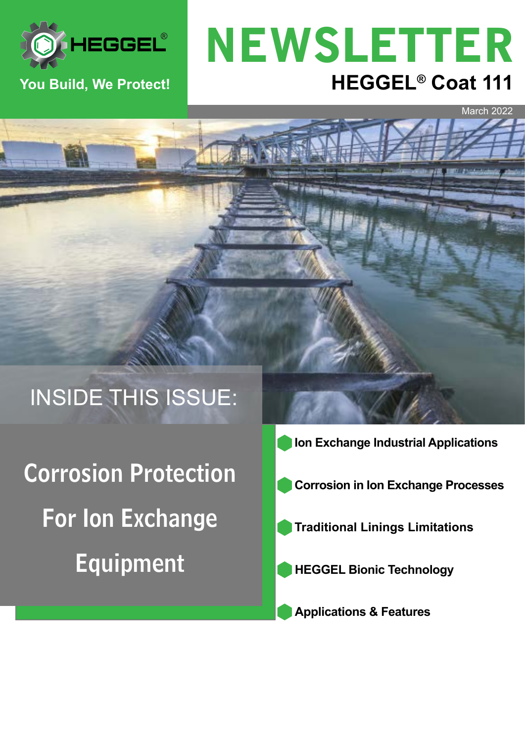HEGGEL®

You Build, We Protect!

# NEWSLETTER

## HEGGEL® Coat 111

March 2022

INSIDE THIS ISSUE:

# Corrosion Protection For Ion Exchange Equipment

- Ion Exchange Industrial Applications
- Corrosion in Ion Exchange Processes
- Traditional Linings Limitations
- HEGGEL Bionic Technology
- Applications & Features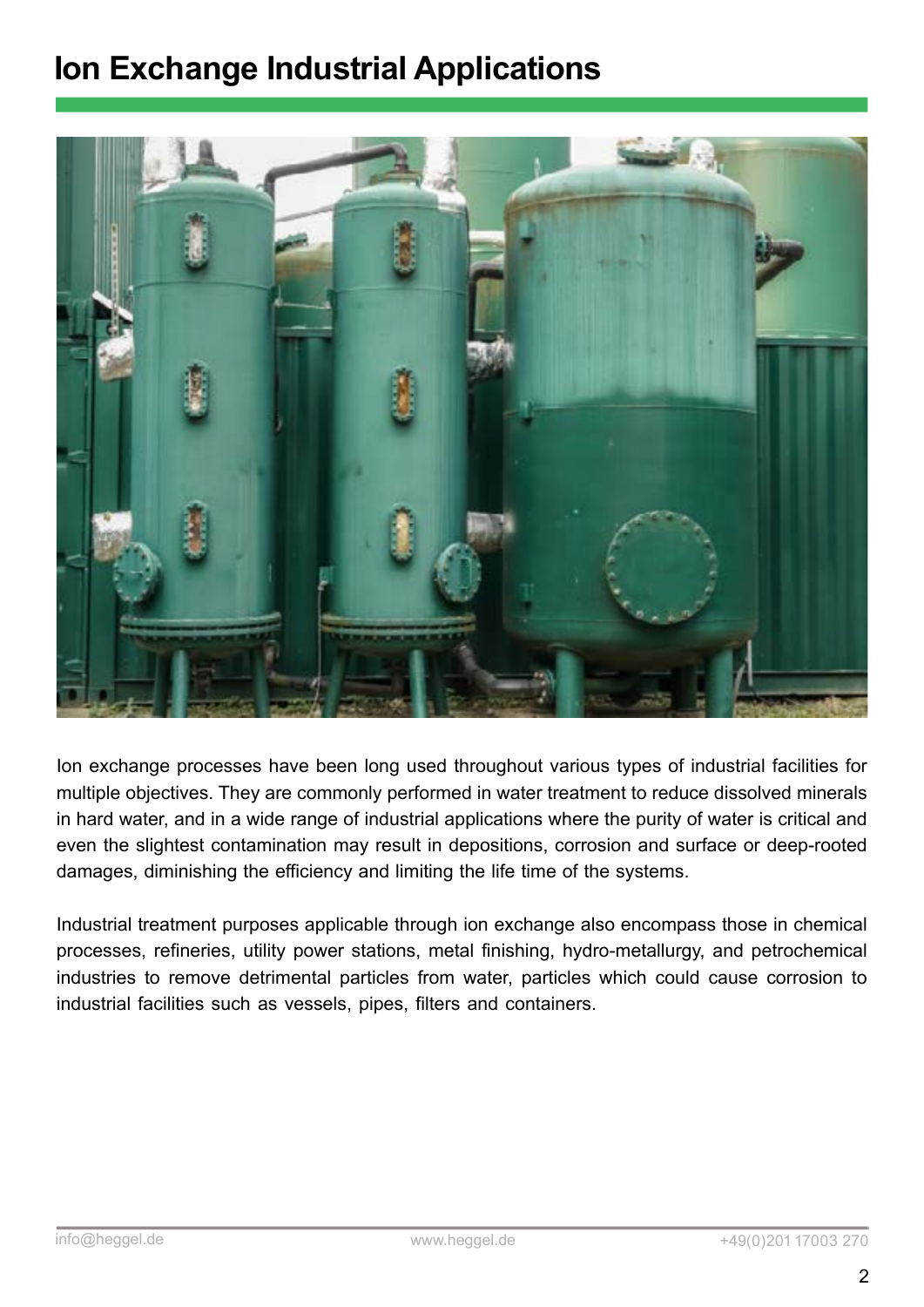# Ion Exchange Industrial Applications

Ion exchange processes have been long used throughout various types of industrial facilities for multiple objectives. They are commonly performed in water treatment to reduce dissolved minerals in hard water, and in a wide range of industrial applications where the purity of water is critical and even the slightest contamination may result in depositions, corrosion and surface or deep-rooted damages, diminishing the efficiency and limiting the life time of the systems.

Industrial treatment purposes applicable through ion exchange also encompass those in chemical processes, refineries, utility power stations, metal finishing, hydro-metallurgy, and petrochemical industries to remove detrimental particles from water, particles which could cause corrosion to industrial facilities such as vessels, pipes, filters and containers.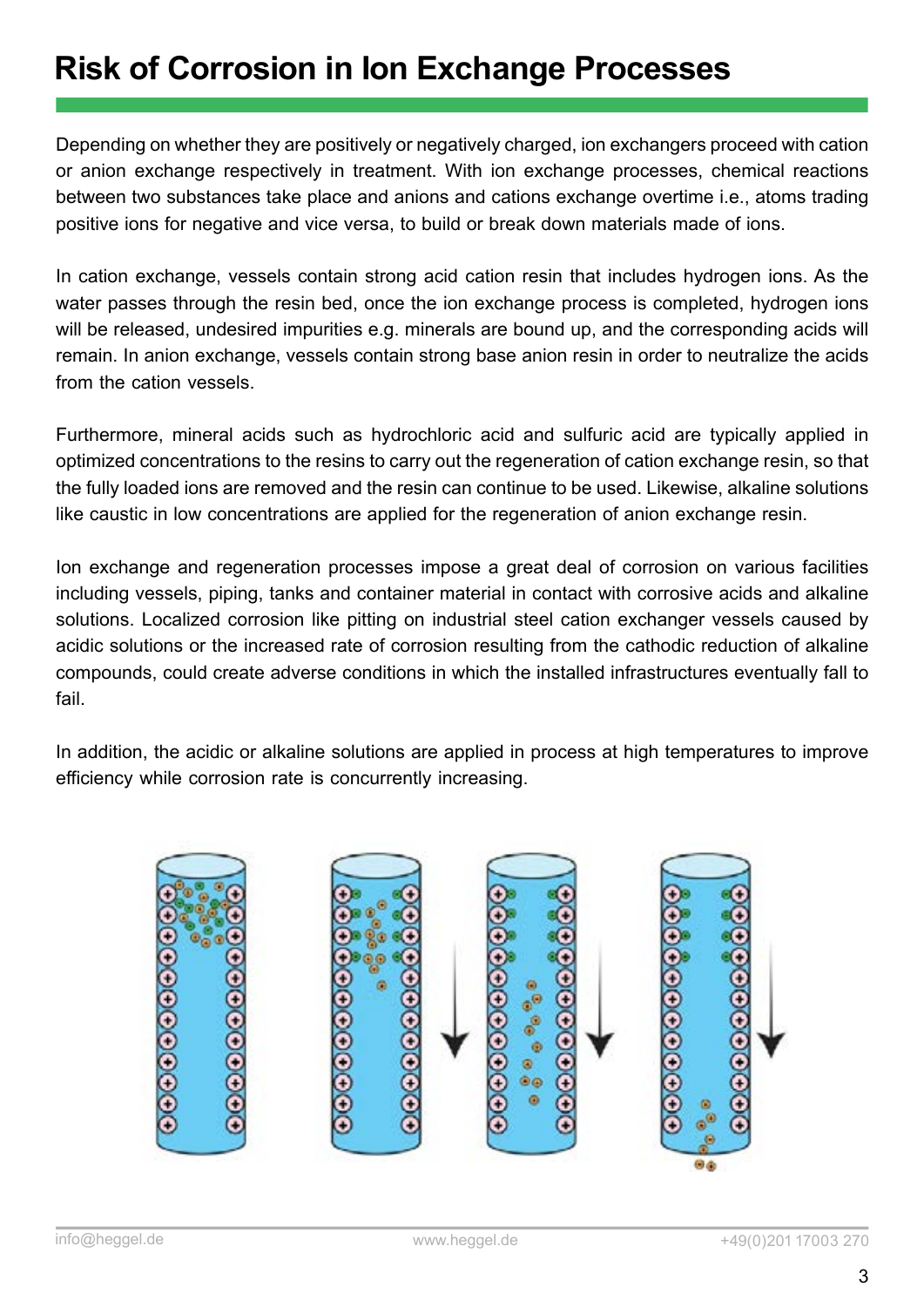# Risk of Corrosion in Ion Exchange Processes

Depending on whether they are positively or negatively charged, ion exchangers proceed with cation or anion exchange respectively in treatment. With ion exchange processes, chemical reactions between two substances take place and anions and cations exchange overtime i.e., atoms trading positive ions for negative and vice versa, to build or break down materials made of ions.

In cation exchange, vessels contain strong acid cation resin that includes hydrogen ions. As the water passes through the resin bed, once the ion exchange process is completed, hydrogen ions will be released, undesired impurities e.g. minerals are bound up, and the corresponding acids will remain. In anion exchange, vessels contain strong base anion resin in order to neutralize the acids from the cation vessels.

Furthermore, mineral acids such as hydrochloric acid and sulfuric acid are typically applied in optimized concentrations to the resins to carry out the regeneration of cation exchange resin, so that the fully loaded ions are removed and the resin can continue to be used. Likewise, alkaline solutions like caustic in low concentrations are applied for the regeneration of anion exchange resin.

Ion exchange and regeneration processes impose a great deal of corrosion on various facilities including vessels, piping, tanks and container material in contact with corrosive acids and alkaline solutions. Localized corrosion like pitting on industrial steel cation exchanger vessels caused by acidic solutions or the increased rate of corrosion resulting from the cathodic reduction of alkaline compounds, could create adverse conditions in which the installed infrastructures eventually fall to fail.

In addition, the acidic or alkaline solutions are applied in process at high temperatures to improve efficiency while corrosion rate is concurrently increasing.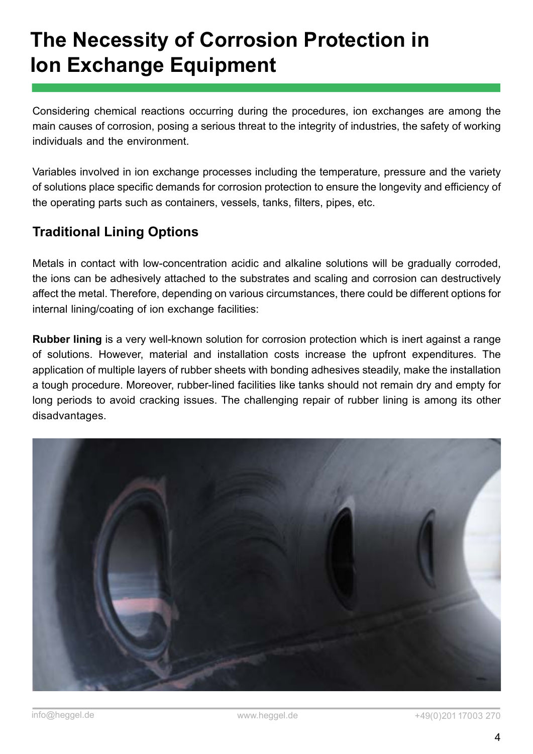# The Necessity of Corrosion Protection in Ion Exchange Equipment

Considering chemical reactions occurring during the procedures, ion exchanges are among the main causes of corrosion, posing a serious threat to the integrity of industries, the safety of working individuals and the environment.

Variables involved in ion exchange processes including the temperature, pressure and the variety of solutions place specific demands for corrosion protection to ensure the longevity and efficiency of the operating parts such as containers, vessels, tanks, filters, pipes, etc.

## Traditional Lining Options

Metals in contact with low-concentration acidic and alkaline solutions will be gradually corroded, the ions can be adhesively attached to the substrates and scaling and corrosion can destructively affect the metal. Therefore, depending on various circumstances, there could be different options for internal lining/coating of ion exchange facilities:

**Rubber lining** is a very well-known solution for corrosion protection which is inert against a range of solutions. However, material and installation costs increase the upfront expenditures. The application of multiple layers of rubber sheets with bonding adhesives steadily, make the installation a tough procedure. Moreover, rubber-lined facilities like tanks should not remain dry and empty for long periods to avoid cracking issues. The challenging repair of rubber lining is among its other disadvantages.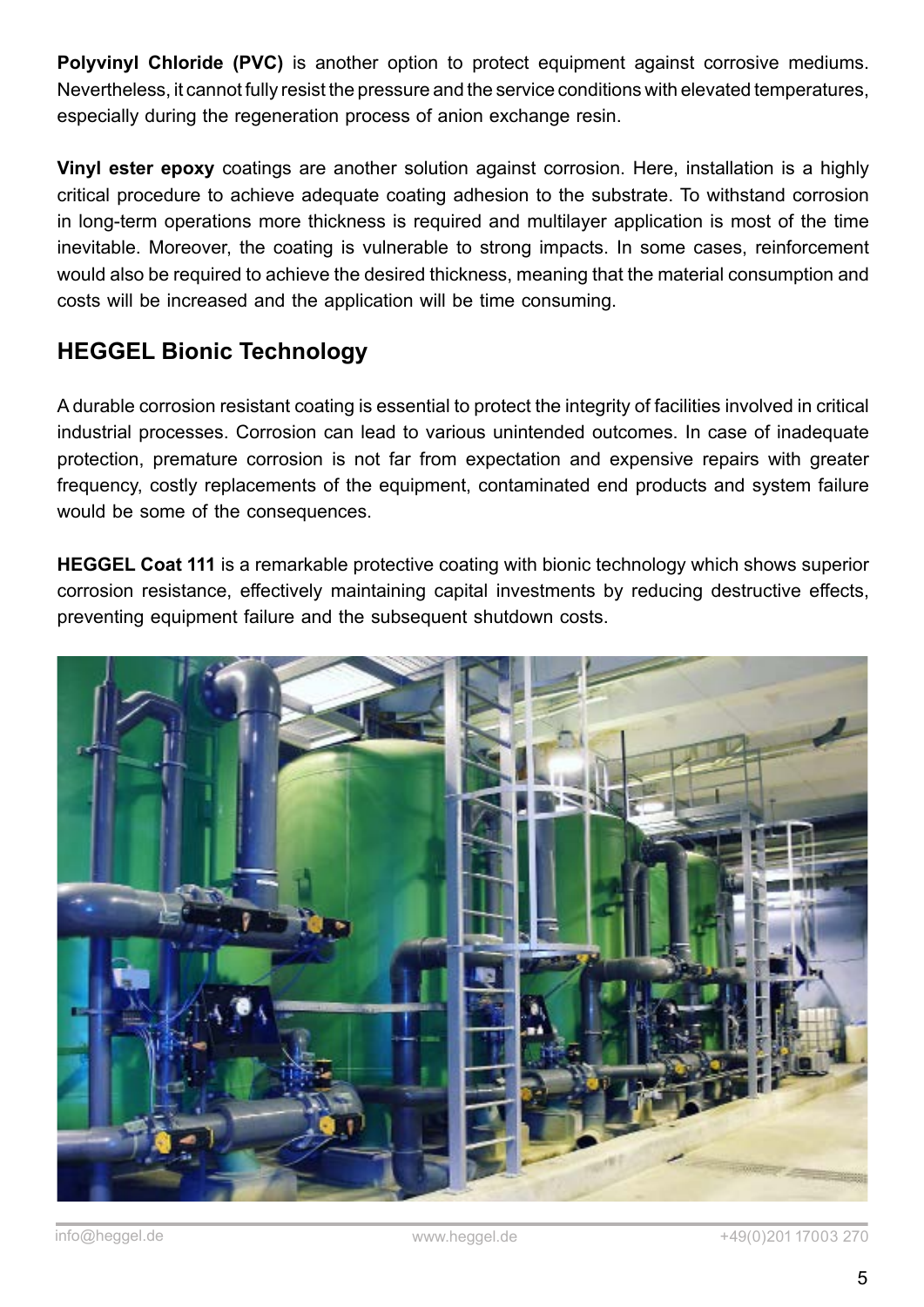**Polyvinyl Chloride (PVC)** is another option to protect equipment against corrosive mediums. Nevertheless, it cannot fully resist the pressure and the service conditions with elevated temperatures, especially during the regeneration process of anion exchange resin.

**Vinyl ester epoxy** coatings are another solution against corrosion. Here, installation is a highly critical procedure to achieve adequate coating adhesion to the substrate. To withstand corrosion in long-term operations more thickness is required and multilayer application is most of the time inevitable. Moreover, the coating is vulnerable to strong impacts. In some cases, reinforcement would also be required to achieve the desired thickness, meaning that the material consumption and costs will be increased and the application will be time consuming.

## HEGGEL Bionic Technology

A durable corrosion resistant coating is essential to protect the integrity of facilities involved in critical industrial processes. Corrosion can lead to various unintended outcomes. In case of inadequate protection, premature corrosion is not far from expectation and expensive repairs with greater frequency, costly replacements of the equipment, contaminated end products and system failure would be some of the consequences.

**HEGGEL Coat 111** is a remarkable protective coating with bionic technology which shows superior corrosion resistance, effectively maintaining capital investments by reducing destructive effects, preventing equipment failure and the subsequent shutdown costs.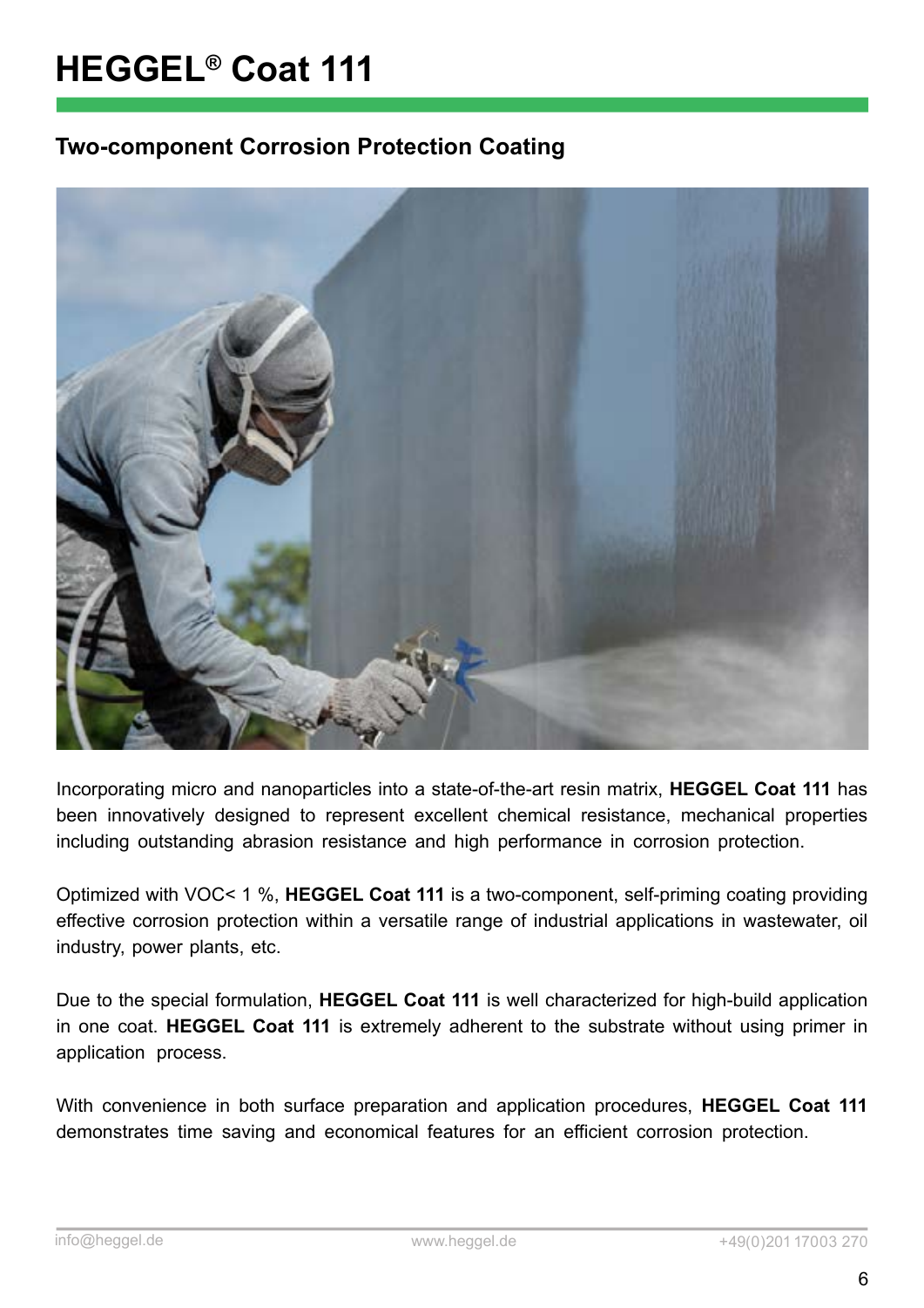# HEGGEL® Coat 111

## Two-component Corrosion Protection Coating

Incorporating micro and nanoparticles into a state-of-the-art resin matrix, **HEGGEL Coat 111** has been innovatively designed to represent excellent chemical resistance, mechanical properties including outstanding abrasion resistance and high performance in corrosion protection.

Optimized with VOC< 1 %, **HEGGEL Coat 111** is a two-component, self-priming coating providing effective corrosion protection within a versatile range of industrial applications in wastewater, oil industry, power plants, etc.

Due to the special formulation, **HEGGEL Coat 111** is well characterized for high-build application in one coat. **HEGGEL Coat 111** is extremely adherent to the substrate without using primer in application process.

With convenience in both surface preparation and application procedures, **HEGGEL Coat 111** demonstrates time saving and economical features for an efficient corrosion protection.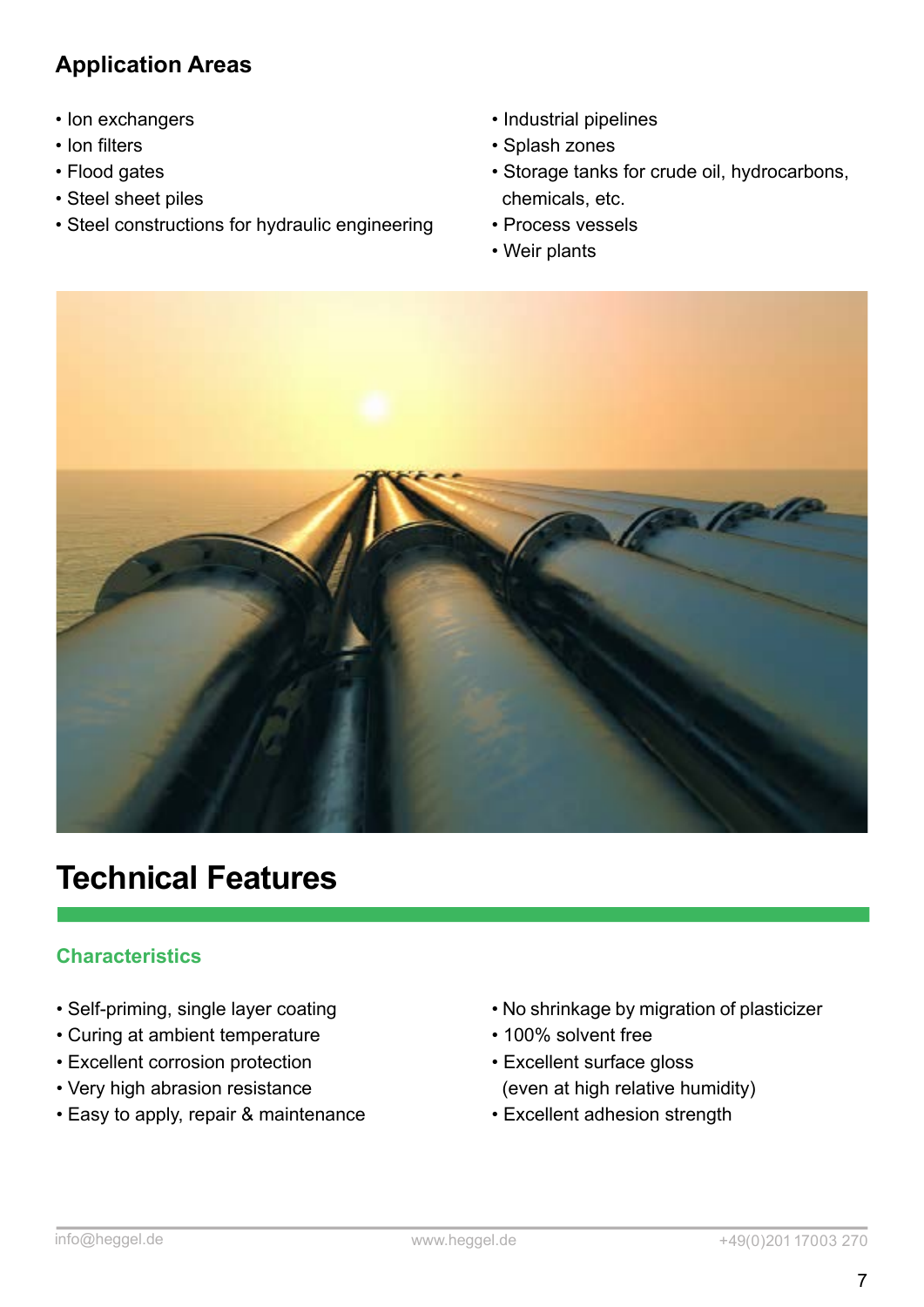## Application Areas

- Ion exchangers
- Ion filters
- Flood gates
- Steel sheet piles
- Steel constructions for hydraulic engineering
- Industrial pipelines
- Splash zones
- Storage tanks for crude oil, hydrocarbons, chemicals, etc.
- Process vessels
- Weir plants

# Technical Features

### Characteristics

- Self-priming, single layer coating
- Curing at ambient temperature
- Excellent corrosion protection
- Very high abrasion resistance
- Easy to apply, repair & maintenance
- No shrinkage by migration of plasticizer
- 100% solvent free
- Excellent surface gloss (even at high relative humidity)
- Excellent adhesion strength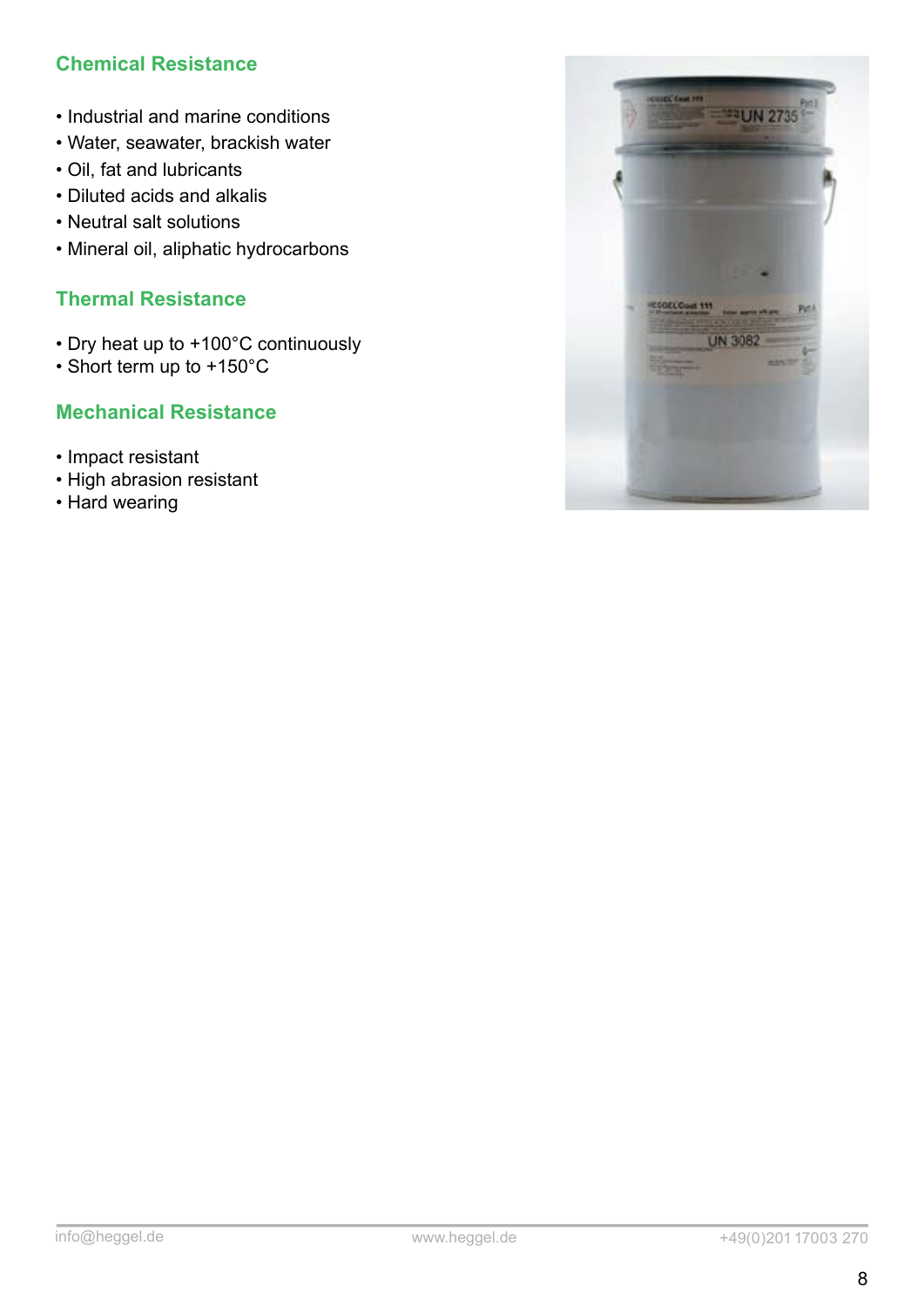## Chemical Resistance

- Industrial and marine conditions
- Water, seawater, brackish water
- Oil, fat and lubricants
- Diluted acids and alkalis
- Neutral salt solutions
- Mineral oil, aliphatic hydrocarbons

## Thermal Resistance

- Dry heat up to +100°C continuously
- Short term up to +150°C

## Mechanical Resistance

- Impact resistant
- High abrasion resistant
- Hard wearing